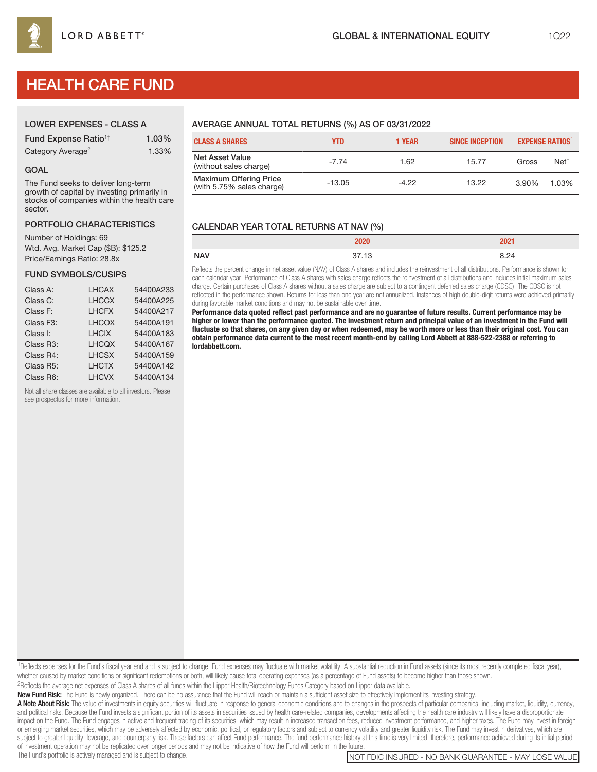LORD ABBETT®

GLOBAL & INTERNATIONAL EQUITY

1Q22

# HEALTH CARE FUND

## LOWER EXPENSES - CLASS A

| | |
|---|---|
| Fund Expense Ratio[1†] | 1.03% |
| Category Average[2] | 1.33% |

## GOAL

The Fund seeks to deliver long-term growth of capital by investing primarily in stocks of companies within the health care sector.

## PORTFOLIO CHARACTERISTICS

Number of Holdings: 69
Wtd. Avg. Market Cap ($B): $125.2
Price/Earnings Ratio: 28.8x

## FUND SYMBOLS/CUSIPS

| | | |
|---|---|---|
| Class A: | LHCAX | 54400A233 |
| Class C: | LHCCX | 54400A225 |
| Class F: | LHCFX | 54400A217 |
| Class F3: | LHCOX | 54400A191 |
| Class I: | LHCIX | 54400A183 |
| Class R3: | LHCQX | 54400A167 |
| Class R4: | LHCSX | 54400A159 |
| Class R5: | LHCTX | 54400A142 |
| Class R6: | LHCVX | 54400A134 |

Not all share classes are available to all investors. Please see prospectus for more information.

## AVERAGE ANNUAL TOTAL RETURNS (%) AS OF 03/31/2022

| CLASS A SHARES | YTD | 1 YEAR | SINCE INCEPTION | EXPENSE RATIOS[1] | |
|---|---|---|---|---|---|
| Net Asset Value (without sales charge) | -7.74 | 1.62 | 15.77 | Gross | Net[†] |
| Maximum Offering Price (with 5.75% sales charge) | -13.05 | -4.22 | 13.22 | 3.90% | 1.03% |

## CALENDAR YEAR TOTAL RETURNS AT NAV (%)

| | 2020 | 2021 |
|---|---|---|
| NAV | 37.13 | 8.24 |

Reflects the percent change in net asset value (NAV) of Class A shares and includes the reinvestment of all distributions. Performance is shown for each calendar year. Performance of Class A shares with sales charge reflects the reinvestment of all distributions and includes initial maximum sales charge. Certain purchases of Class A shares without a sales charge are subject to a contingent deferred sales charge (CDSC). The CDSC is not reflected in the performance shown. Returns for less than one year are not annualized. Instances of high double-digit returns were achieved primarily during favorable market conditions and may not be sustainable over time.

**Performance data quoted reflect past performance and are no guarantee of future results. Current performance may be higher or lower than the performance quoted. The investment return and principal value of an investment in the Fund will fluctuate so that shares, on any given day or when redeemed, may be worth more or less than their original cost. You can obtain performance data current to the most recent month-end by calling Lord Abbett at 888-522-2388 or referring to lordabbett.com.**

[1]Reflects expenses for the Fund's fiscal year end and is subject to change. Fund expenses may fluctuate with market volatility. A substantial reduction in Fund assets (since its most recently completed fiscal year), whether caused by market conditions or significant redemptions or both, will likely cause total operating expenses (as a percentage of Fund assets) to become higher than those shown.

[2]Reflects the average net expenses of Class A shares of all funds within the Lipper Health/Biotechnology Funds Category based on Lipper data available.

**New Fund Risk:** The Fund is newly organized. There can be no assurance that the Fund will reach or maintain a sufficient asset size to effectively implement its investing strategy.

**A Note About Risk:** The value of investments in equity securities will fluctuate in response to general economic conditions and to changes in the prospects of particular companies, including market, liquidity, currency, and political risks. Because the Fund invests a significant portion of its assets in securities issued by health care-related companies, developments affecting the health care industry will likely have a disproportionate impact on the Fund. The Fund engages in active and frequent trading of its securities, which may result in increased transaction fees, reduced investment performance, and higher taxes. The Fund may invest in foreign or emerging market securities, which may be adversely affected by economic, political, or regulatory factors and subject to currency volatility and greater liquidity risk. The Fund may invest in derivatives, which are subject to greater liquidity, leverage, and counterparty risk. These factors can affect Fund performance. The fund performance history at this time is very limited; therefore, performance achieved during its initial period of investment operation may not be replicated over longer periods and may not be indicative of how the Fund will perform in the future.

The Fund's portfolio is actively managed and is subject to change.

NOT FDIC INSURED - NO BANK GUARANTEE - MAY LOSE VALUE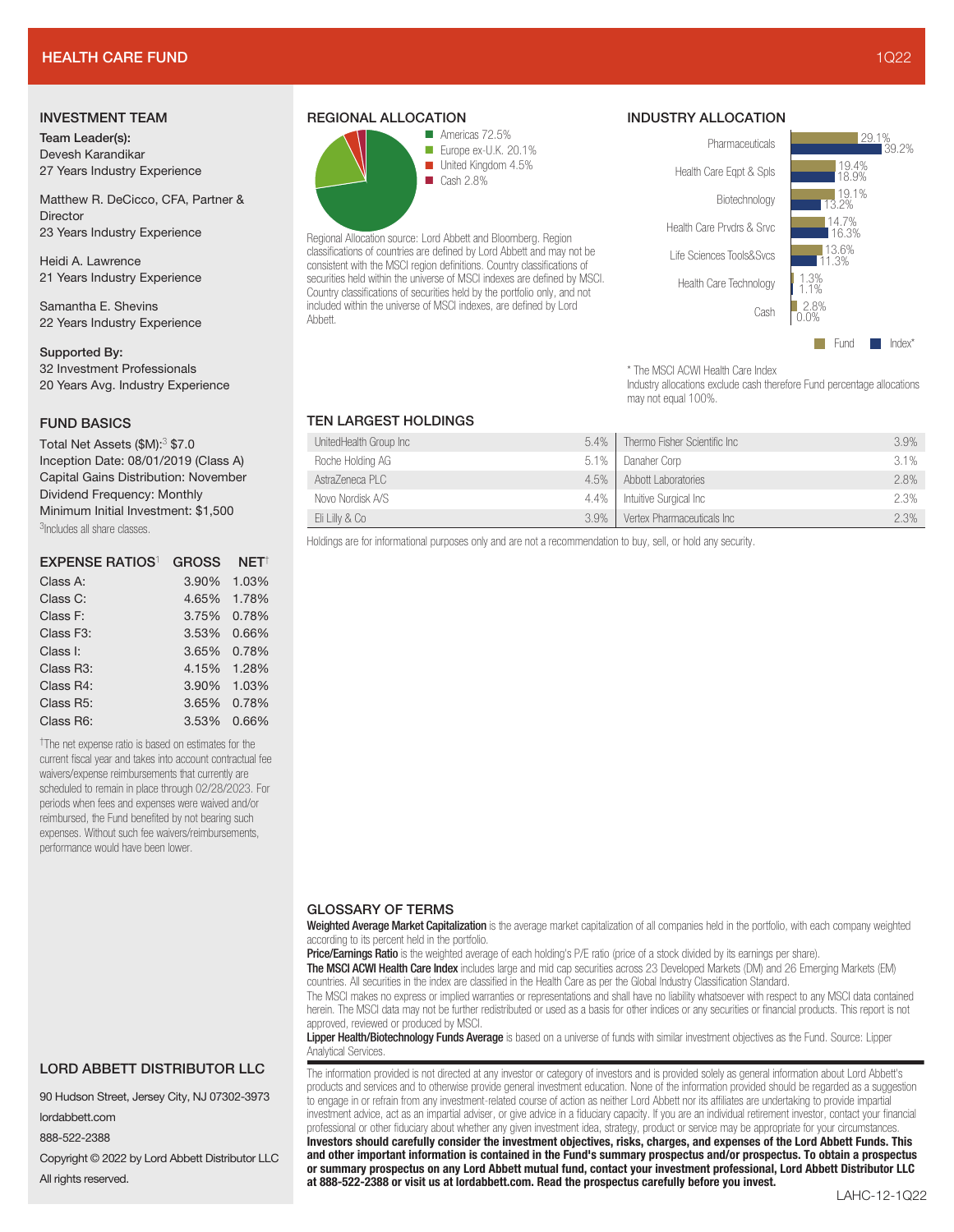## INVESTMENT TEAM

**Team Leader(s):**

Devesh Karandikar
27 Years Industry Experience

Matthew R. DeCicco, CFA, Partner & Director
23 Years Industry Experience

Heidi A. Lawrence
21 Years Industry Experience

Samantha E. Shevins
22 Years Industry Experience

**Supported By:**
32 Investment Professionals
20 Years Avg. Industry Experience

## FUND BASICS

Total Net Assets ($M):[3] $7.0
Inception Date: 08/01/2019 (Class A)
Capital Gains Distribution: November
Dividend Frequency: Monthly
Minimum Initial Investment: $1,500

[3]Includes all share classes.

| EXPENSE RATIOS[†] | GROSS | NET[†] |
|---|---|---|
| Class A: | 3.90% | 1.03% |
| Class C: | 4.65% | 1.78% |
| Class F: | 3.75% | 0.78% |
| Class F3: | 3.53% | 0.66% |
| Class I: | 3.65% | 0.78% |
| Class R3: | 4.15% | 1.28% |
| Class R4: | 3.90% | 1.03% |
| Class R5: | 3.65% | 0.78% |
| Class R6: | 3.53% | 0.66% |

[†]The net expense ratio is based on estimates for the current fiscal year and takes into account contractual fee waivers/expense reimbursements that currently are scheduled to remain in place through 02/28/2023. For periods when fees and expenses were waived and/or reimbursed, the Fund benefited by not bearing such expenses. Without such fee waivers/reimbursements, performance would have been lower.

## REGIONAL ALLOCATION

Americas 72.5%
Europe ex-U.K. 20.1%
United Kingdom 4.5%
Cash 2.8%

Regional Allocation source: Lord Abbett and Bloomberg. Region classifications of countries are defined by Lord Abbett and may not be consistent with the MSCI region definitions. Country classifications of securities held within the universe of MSCI indexes are defined by MSCI. Country classifications of securities held by the portfolio only, and not included within the universe of MSCI indexes, are defined by Lord Abbett.

## INDUSTRY ALLOCATION

Pharmaceuticals 29.1% 39.2%
Health Care Eqpt & Spls 19.4% 18.9%
Biotechnology 19.1% 13.2%
Health Care Prvdrs & Srvc 14.7% 16.3%
Life Sciences Tools&Svcs 13.6% 11.3%
Health Care Technology 1.3% 1.1%
Cash 2.8% 0.0%

Fund Index*

* The MSCI ACWI Health Care Index
Industry allocations exclude cash therefore Fund percentage allocations may not equal 100%.

## TEN LARGEST HOLDINGS

| | | | |
|---|---|---|---|
| UnitedHealth Group Inc | 5.4% | Thermo Fisher Scientific Inc | 3.9% |
| Roche Holding AG | 5.1% | Danaher Corp | 3.1% |
| AstraZeneca PLC | 4.5% | Abbott Laboratories | 2.8% |
| Novo Nordisk A/S | 4.4% | Intuitive Surgical Inc | 2.3% |
| Eli Lilly & Co | 3.9% | Vertex Pharmaceuticals Inc | 2.3% |

Holdings are for informational purposes only and are not a recommendation to buy, sell, or hold any security.

## GLOSSARY OF TERMS

**Weighted Average Market Capitalization** is the average market capitalization of all companies held in the portfolio, with each company weighted according to its percent held in the portfolio.

**Price/Earnings Ratio** is the weighted average of each holding's P/E ratio (price of a stock divided by its earnings per share).

**The MSCI ACWI Health Care Index** includes large and mid cap securities across 23 Developed Markets (DM) and 26 Emerging Markets (EM) countries. All securities in the index are classified in the Health Care as per the Global Industry Classification Standard.

The MSCI makes no express or implied warranties or representations and shall have no liability whatsoever with respect to any MSCI data contained herein. The MSCI data may not be further redistributed or used as a basis for other indices or any securities or financial products. This report is not approved, reviewed or produced by MSCI.

**Lipper Health/Biotechnology Funds Average** is based on a universe of funds with similar investment objectives as the Fund. Source: Lipper Analytical Services.

The information provided is not directed at any investor or category of investors and is provided solely as general information about Lord Abbett's products and services and to otherwise provide general investment education. None of the information provided should be regarded as a suggestion to engage in or refrain from any investment-related course of action as neither Lord Abbett nor its affiliates are undertaking to provide impartial investment advice, act as an impartial adviser, or give advice in a fiduciary capacity. If you are an individual retirement investor, contact your financial professional or other fiduciary about whether any given investment idea, strategy, product or service may be appropriate for your circumstances.

**Investors should carefully consider the investment objectives, risks, charges, and expenses of the Lord Abbett Funds. This and other important information is contained in the Fund's summary prospectus and/or prospectus. To obtain a prospectus or summary prospectus on any Lord Abbett mutual fund, contact your investment professional, Lord Abbett Distributor LLC at 888-522-2388 or visit us at lordabbett.com. Read the prospectus carefully before you invest.**

## LORD ABBETT DISTRIBUTOR LLC

90 Hudson Street, Jersey City, NJ 07302-3973

lordabbett.com

888-522-2388

Copyright © 2022 by Lord Abbett Distributor LLC

All rights reserved.

LAHC-12-1Q22